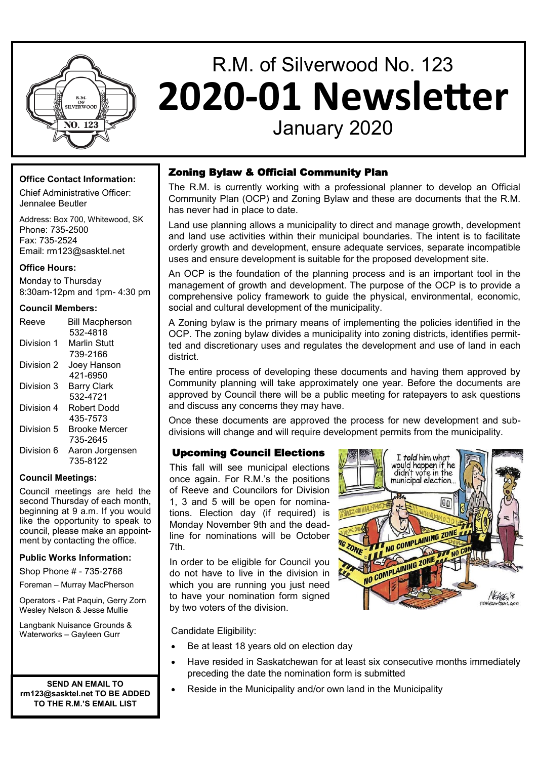# R.M. of Silverwood No. 123

# 2020-01 Newsletter

January 2020

**Office Contact Information:**

Chief Administrative Officer: Jennalee Beutler

Address: Box 700, Whitewood, SK
Phone: 735-2500
Fax: 735-2524
Email: rm123@sasktel.net

**Office Hours:**

Monday to Thursday
8:30am-12pm and 1pm- 4:30 pm

**Council Members:**

| | |
|---|---|
| Reeve | Bill Macpherson 532-4818 |
| Division 1 | Marlin Stutt 739-2166 |
| Division 2 | Joey Hanson 421-6950 |
| Division 3 | Barry Clark 532-4721 |
| Division 4 | Robert Dodd 435-7573 |
| Division 5 | Brooke Mercer 735-2645 |
| Division 6 | Aaron Jorgensen 735-8122 |

**Council Meetings:**

Council meetings are held the second Thursday of each month, beginning at 9 a.m. If you would like the opportunity to speak to council, please make an appointment by contacting the office.

**Public Works Information:**

Shop Phone # - 735-2768

Foreman – Murray MacPherson

Operators - Pat Paquin, Gerry Zorn Wesley Nelson & Jesse Mullie

Langbank Nuisance Grounds & Waterworks – Gayleen Gurr

**SEND AN EMAIL TO rm123@sasktel.net TO BE ADDED TO THE R.M.'S EMAIL LIST**

## Zoning Bylaw & Official Community Plan

The R.M. is currently working with a professional planner to develop an Official Community Plan (OCP) and Zoning Bylaw and these are documents that the R.M. has never had in place to date.

Land use planning allows a municipality to direct and manage growth, development and land use activities within their municipal boundaries. The intent is to facilitate orderly growth and development, ensure adequate services, separate incompatible uses and ensure development is suitable for the proposed development site.

An OCP is the foundation of the planning process and is an important tool in the management of growth and development. The purpose of the OCP is to provide a comprehensive policy framework to guide the physical, environmental, economic, social and cultural development of the municipality.

A Zoning bylaw is the primary means of implementing the policies identified in the OCP. The zoning bylaw divides a municipality into zoning districts, identifies permitted and discretionary uses and regulates the development and use of land in each district.

The entire process of developing these documents and having them approved by Community planning will take approximately one year. Before the documents are approved by Council there will be a public meeting for ratepayers to ask questions and discuss any concerns they may have.

Once these documents are approved the process for new development and subdivisions will change and will require development permits from the municipality.

## Upcoming Council Elections

This fall will see municipal elections once again. For R.M.'s the positions of Reeve and Councilors for Division 1, 3 and 5 will be open for nominations. Election day (if required) is Monday November 9th and the deadline for nominations will be October 7th.

In order to be eligible for Council you do not have to live in the division in which you are running you just need to have your nomination form signed by two voters of the division.

Candidate Eligibility:

- Be at least 18 years old on election day
- Have resided in Saskatchewan for at least six consecutive months immediately preceding the date the nomination form is submitted
- Reside in the Municipality and/or own land in the Municipality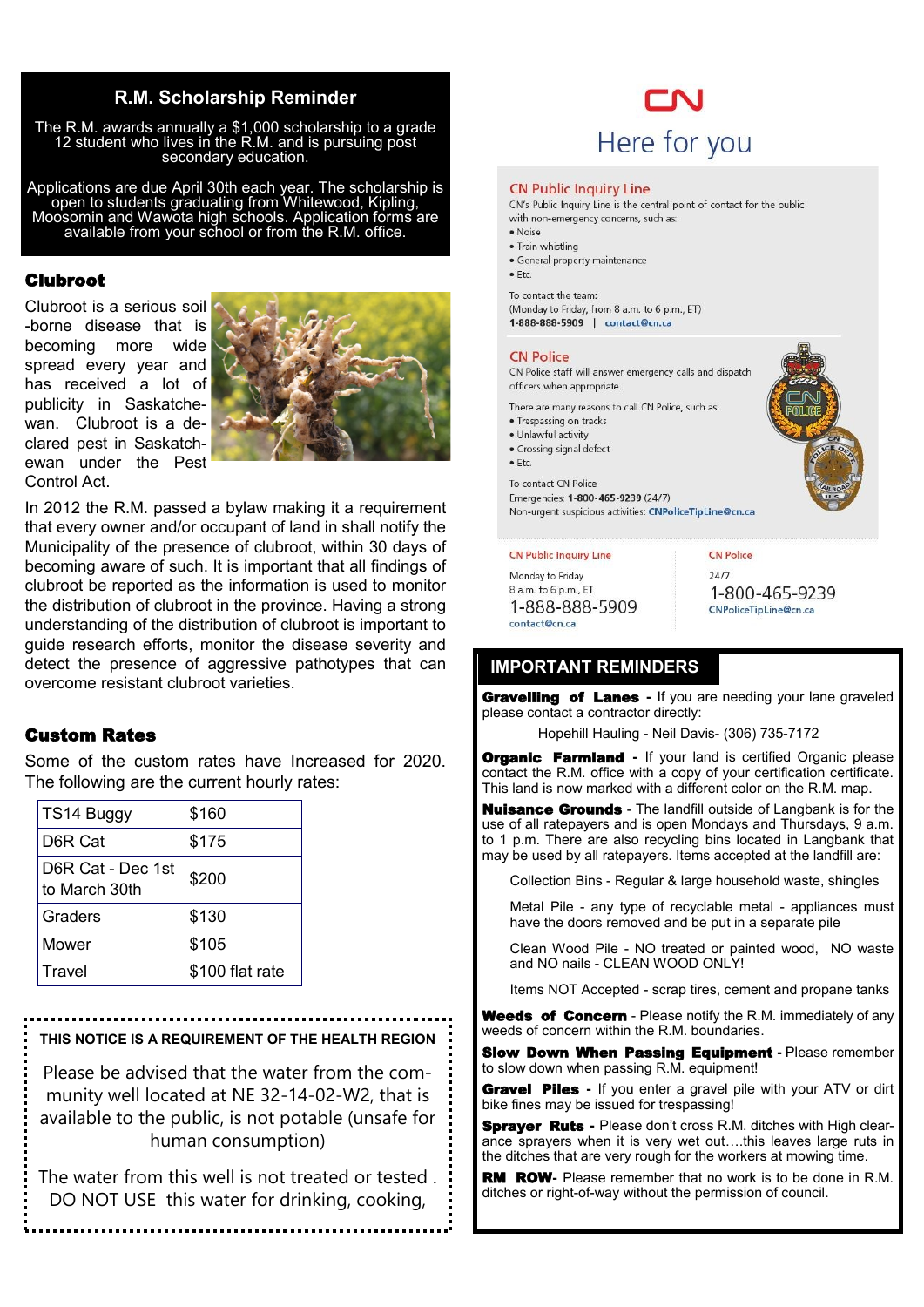## R.M. Scholarship Reminder

The R.M. awards annually a $1,000 scholarship to a grade 12 student who lives in the R.M. and is pursuing post secondary education.

Applications are due April 30th each year. The scholarship is open to students graduating from Whitewood, Kipling, Moosomin and Wawota high schools. Application forms are available from your school or from the R.M. office.

## Clubroot

Clubroot is a serious soil-borne disease that is becoming more wide spread every year and has received a lot of publicity in Saskatchewan. Clubroot is a declared pest in Saskatchewan under the Pest Control Act.

In 2012 the R.M. passed a bylaw making it a requirement that every owner and/or occupant of land in shall notify the Municipality of the presence of clubroot, within 30 days of becoming aware of such. It is important that all findings of clubroot be reported as the information is used to monitor the distribution of clubroot in the province. Having a strong understanding of the distribution of clubroot is important to guide research efforts, monitor the disease severity and detect the presence of aggressive pathotypes that can overcome resistant clubroot varieties.

## Custom Rates

Some of the custom rates have Increased for 2020. The following are the current hourly rates:

| | |
|---|---|
| TS14 Buggy | $160 |
| D6R Cat | $175 |
| D6R Cat - Dec 1st to March 30th | $200 |
| Graders | $130 |
| Mower | $105 |
| Travel | $100 flat rate |

**THIS NOTICE IS A REQUIREMENT OF THE HEALTH REGION**

Please be advised that the water from the community well located at NE 32-14-02-W2, that is available to the public, is not potable (unsafe for human consumption)

The water from this well is not treated or tested . DO NOT USE this water for drinking, cooking,

## CN Here for you

### CN Public Inquiry Line

CN's Public Inquiry Line is the central point of contact for the public with non-emergency concerns, such as:

- Noise
- Train whistling
- General property maintenance
- Etc.

To contact the team:
(Monday to Friday, from 8 a.m. to 6 p.m., ET)
**1-888-888-5909** | contact@cn.ca

### CN Police

CN Police staff will answer emergency calls and dispatch officers when appropriate.

There are many reasons to call CN Police, such as:

- Trespassing on tracks
- Unlawful activity
- Crossing signal defect
- Etc.

To contact CN Police
Emergencies: **1-800-465-9239** (24/7)
Non-urgent suspicious activities: CNPoliceTipLine@cn.ca

**CN Public Inquiry Line**
Monday to Friday
8 a.m. to 6 p.m., ET
1-888-888-5909
contact@cn.ca

**CN Police**
24/7
1-800-465-9239
CNPoliceTipLine@cn.ca

## IMPORTANT REMINDERS

**Gravelling of Lanes** - If you are needing your lane graveled please contact a contractor directly:

Hopehill Hauling - Neil Davis- (306) 735-7172

**Organic Farmland** - If your land is certified Organic please contact the R.M. office with a copy of your certification certificate. This land is now marked with a different color on the R.M. map.

**Nuisance Grounds** - The landfill outside of Langbank is for the use of all ratepayers and is open Mondays and Thursdays, 9 a.m. to 1 p.m. There are also recycling bins located in Langbank that may be used by all ratepayers. Items accepted at the landfill are:

Collection Bins - Regular & large household waste, shingles

Metal Pile - any type of recyclable metal - appliances must have the doors removed and be put in a separate pile

Clean Wood Pile - NO treated or painted wood, NO waste and NO nails - CLEAN WOOD ONLY!

Items NOT Accepted - scrap tires, cement and propane tanks

**Weeds of Concern** - Please notify the R.M. immediately of any weeds of concern within the R.M. boundaries.

**Slow Down When Passing Equipment** - Please remember to slow down when passing R.M. equipment!

**Gravel Piles** - If you enter a gravel pile with your ATV or dirt bike fines may be issued for trespassing!

**Sprayer Ruts** - Please don't cross R.M. ditches with High clearance sprayers when it is very wet out….this leaves large ruts in the ditches that are very rough for the workers at mowing time.

**RM ROW**- Please remember that no work is to be done in R.M. ditches or right-of-way without the permission of council.